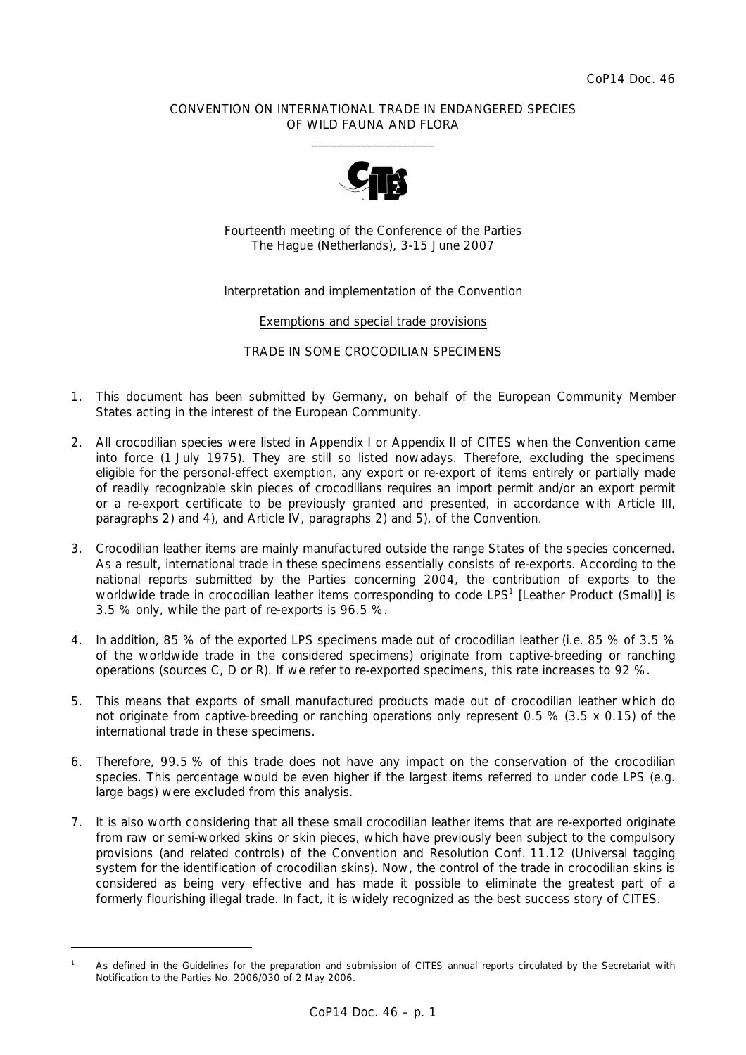CoP14 Doc. 46

CONVENTION ON INTERNATIONAL TRADE IN ENDANGERED SPECIES
OF WILD FAUNA AND FLORA

\_\_\_\_\_\_\_\_\_\_\_\_\_\_\_\_\_\_\_\_

Fourteenth meeting of the Conference of the Parties
The Hague (Netherlands), 3-15 June 2007

Interpretation and implementation of the Convention

Exemptions and special trade provisions

TRADE IN SOME CROCODILIAN SPECIMENS

1. This document has been submitted by Germany, on behalf of the European Community Member States acting in the interest of the European Community.

2. All crocodilian species were listed in Appendix I or Appendix II of CITES when the Convention came into force (1 July 1975). They are still so listed nowadays. Therefore, excluding the specimens eligible for the personal-effect exemption, any export or re-export of items entirely or partially made of readily recognizable skin pieces of crocodilians requires an import permit and/or an export permit or a re-export certificate to be previously granted and presented, in accordance with Article III, paragraphs 2) and 4), and Article IV, paragraphs 2) and 5), of the Convention.

3. Crocodilian leather items are mainly manufactured outside the range States of the species concerned. As a result, international trade in these specimens essentially consists of re-exports. According to the national reports submitted by the Parties concerning 2004, the contribution of exports to the worldwide trade in crocodilian leather items corresponding to code LPS[1] [Leather Product (Small)] is 3.5 % only, while the part of re-exports is 96.5 %.

4. In addition, 85 % of the exported LPS specimens made out of crocodilian leather (i.e. 85 % of 3.5 % of the worldwide trade in the considered specimens) originate from captive-breeding or ranching operations (sources C, D or R). If we refer to re-exported specimens, this rate increases to 92 %.

5. This means that exports of small manufactured products made out of crocodilian leather which do not originate from captive-breeding or ranching operations only represent 0.5 % (3.5 x 0.15) of the international trade in these specimens.

6. Therefore, 99.5 % of this trade does not have any impact on the conservation of the crocodilian species. This percentage would be even higher if the largest items referred to under code LPS (e.g. large bags) were excluded from this analysis.

7. It is also worth considering that all these small crocodilian leather items that are re-exported originate from raw or semi-worked skins or skin pieces, which have previously been subject to the compulsory provisions (and related controls) of the Convention and Resolution Conf. 11.12 (Universal tagging system for the identification of crocodilian skins). Now, the control of the trade in crocodilian skins is considered as being very effective and has made it possible to eliminate the greatest part of a formerly flourishing illegal trade. In fact, it is widely recognized as the best success story of CITES.

---

[1] As defined in the Guidelines for the preparation and submission of CITES annual reports circulated by the Secretariat with Notification to the Parties No. 2006/030 of 2 May 2006.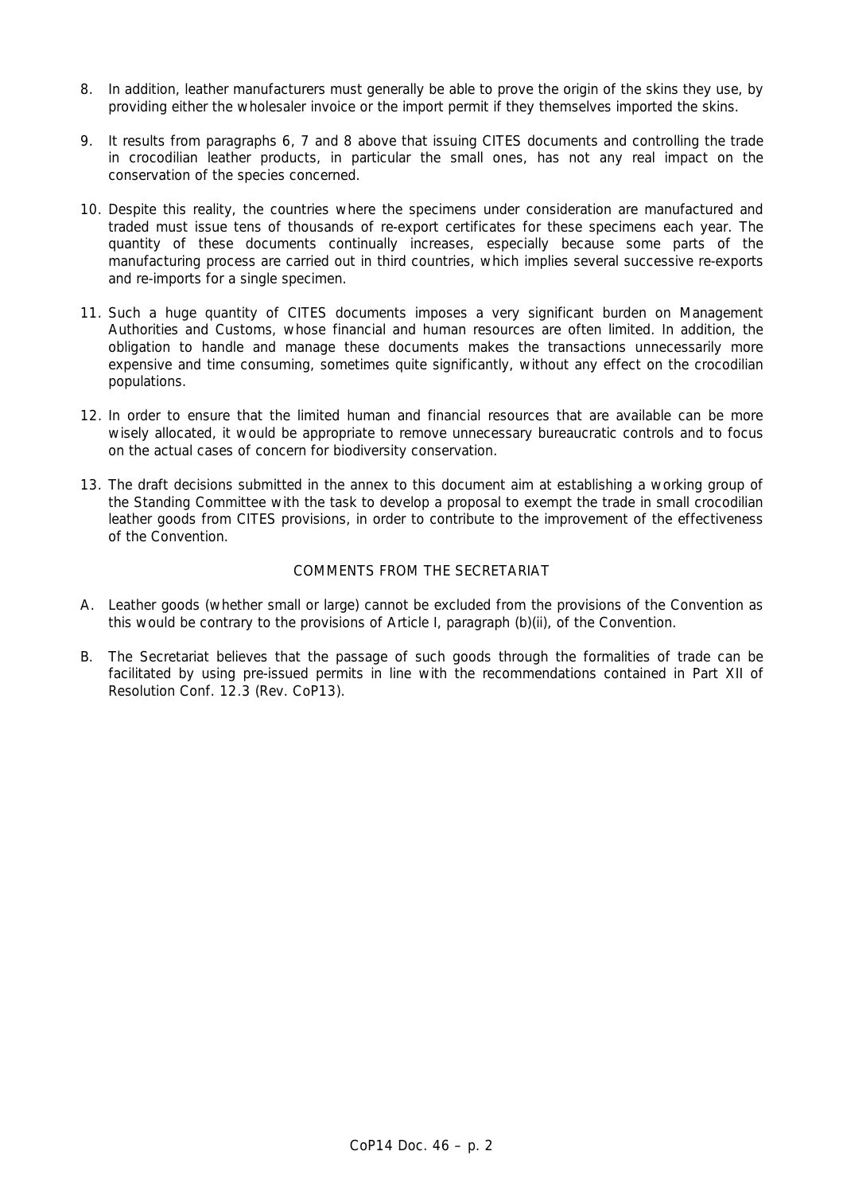8. In addition, leather manufacturers must generally be able to prove the origin of the skins they use, by providing either the wholesaler invoice or the import permit if they themselves imported the skins.

9. It results from paragraphs 6, 7 and 8 above that issuing CITES documents and controlling the trade in crocodilian leather products, in particular the small ones, has not any real impact on the conservation of the species concerned.

10. Despite this reality, the countries where the specimens under consideration are manufactured and traded must issue tens of thousands of re-export certificates for these specimens each year. The quantity of these documents continually increases, especially because some parts of the manufacturing process are carried out in third countries, which implies several successive re-exports and re-imports for a single specimen.

11. Such a huge quantity of CITES documents imposes a very significant burden on Management Authorities and Customs, whose financial and human resources are often limited. In addition, the obligation to handle and manage these documents makes the transactions unnecessarily more expensive and time consuming, sometimes quite significantly, without any effect on the crocodilian populations.

12. In order to ensure that the limited human and financial resources that are available can be more wisely allocated, it would be appropriate to remove unnecessary bureaucratic controls and to focus on the actual cases of concern for biodiversity conservation.

13. The draft decisions submitted in the annex to this document aim at establishing a working group of the Standing Committee with the task to develop a proposal to exempt the trade in small crocodilian leather goods from CITES provisions, in order to contribute to the improvement of the effectiveness of the Convention.

## COMMENTS FROM THE SECRETARIAT

A. Leather goods (whether small or large) cannot be excluded from the provisions of the Convention as this would be contrary to the provisions of Article I, paragraph (b)(ii), of the Convention.

B. The Secretariat believes that the passage of such goods through the formalities of trade can be facilitated by using pre-issued permits in line with the recommendations contained in Part XII of Resolution Conf. 12.3 (Rev. CoP13).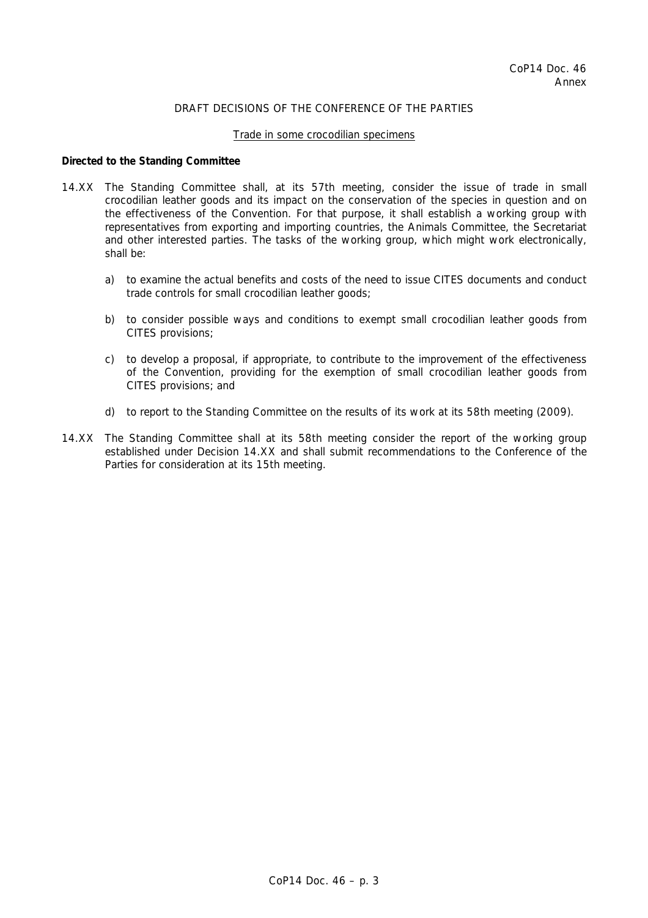CoP14 Doc. 46
Annex

DRAFT DECISIONS OF THE CONFERENCE OF THE PARTIES

Trade in some crocodilian specimens

**Directed to the Standing Committee**

14.XX The Standing Committee shall, at its 57th meeting, consider the issue of trade in small crocodilian leather goods and its impact on the conservation of the species in question and on the effectiveness of the Convention. For that purpose, it shall establish a working group with representatives from exporting and importing countries, the Animals Committee, the Secretariat and other interested parties. The tasks of the working group, which might work electronically, shall be:

a) to examine the actual benefits and costs of the need to issue CITES documents and conduct trade controls for small crocodilian leather goods;

b) to consider possible ways and conditions to exempt small crocodilian leather goods from CITES provisions;

c) to develop a proposal, if appropriate, to contribute to the improvement of the effectiveness of the Convention, providing for the exemption of small crocodilian leather goods from CITES provisions; and

d) to report to the Standing Committee on the results of its work at its 58th meeting (2009).

14.XX The Standing Committee shall at its 58th meeting consider the report of the working group established under Decision 14.XX and shall submit recommendations to the Conference of the Parties for consideration at its 15th meeting.